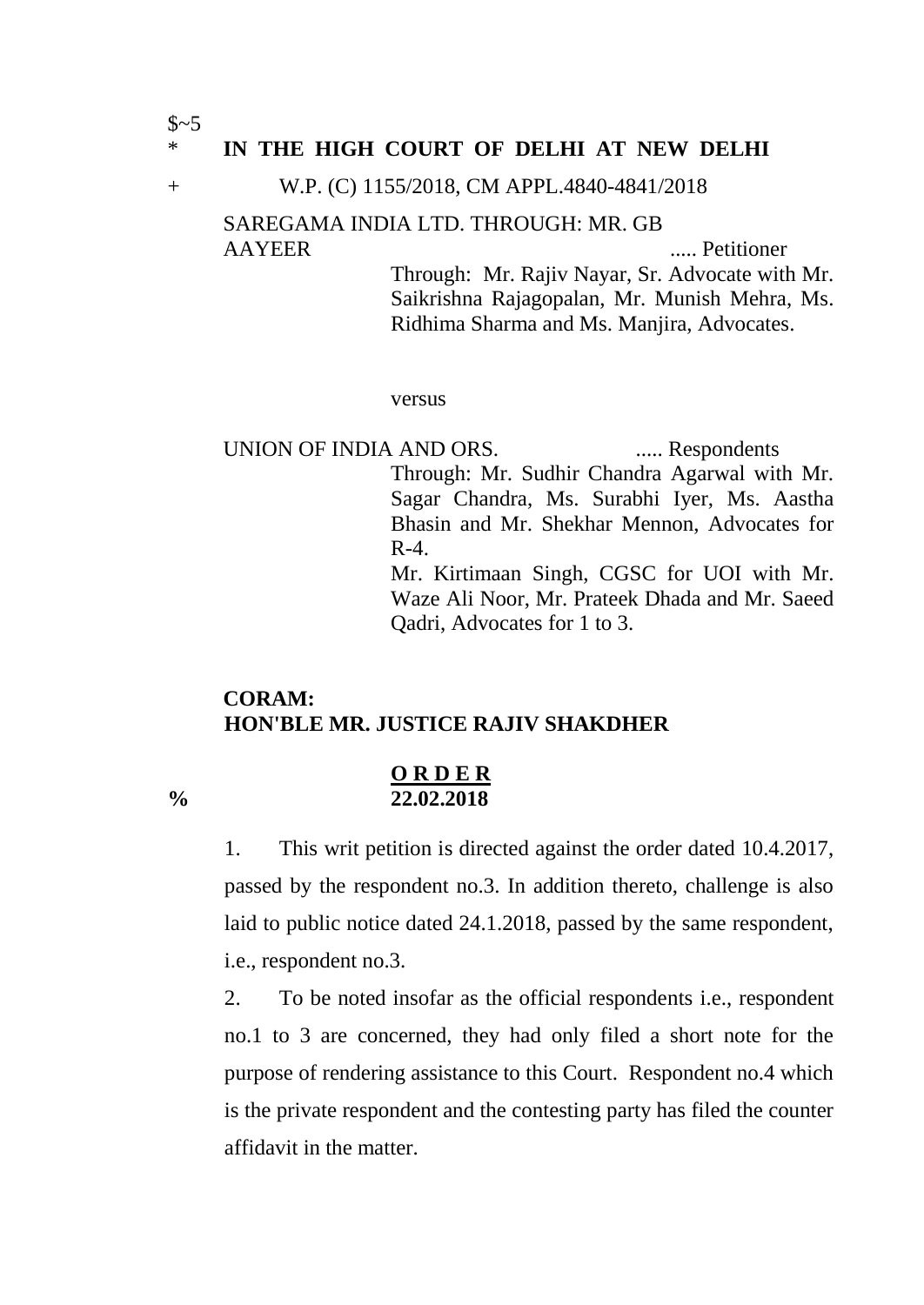$~5

\* **IN THE HIGH COURT OF DELHI AT NEW DELHI**

\+ W.P. (C) 1155/2018, CM APPL.4840-4841/2018

SAREGAMA INDIA LTD. THROUGH: MR. GB AAYEER ..... Petitioner

Through: Mr. Rajiv Nayar, Sr. Advocate with Mr. Saikrishna Rajagopalan, Mr. Munish Mehra, Ms. Ridhima Sharma and Ms. Manjira, Advocates.

versus

UNION OF INDIA AND ORS. ..... Respondents

Through: Mr. Sudhir Chandra Agarwal with Mr. Sagar Chandra, Ms. Surabhi Iyer, Ms. Aastha Bhasin and Mr. Shekhar Mennon, Advocates for R-4.

Mr. Kirtimaan Singh, CGSC for UOI with Mr. Waze Ali Noor, Mr. Prateek Dhada and Mr. Saeed Qadri, Advocates for 1 to 3.

**CORAM:**
**HON'BLE MR. JUSTICE RAJIV SHAKDHER**

**O R D E R**

% **22.02.2018**

1. This writ petition is directed against the order dated 10.4.2017, passed by the respondent no.3. In addition thereto, challenge is also laid to public notice dated 24.1.2018, passed by the same respondent, i.e., respondent no.3.

2. To be noted insofar as the official respondents i.e., respondent no.1 to 3 are concerned, they had only filed a short note for the purpose of rendering assistance to this Court. Respondent no.4 which is the private respondent and the contesting party has filed the counter affidavit in the matter.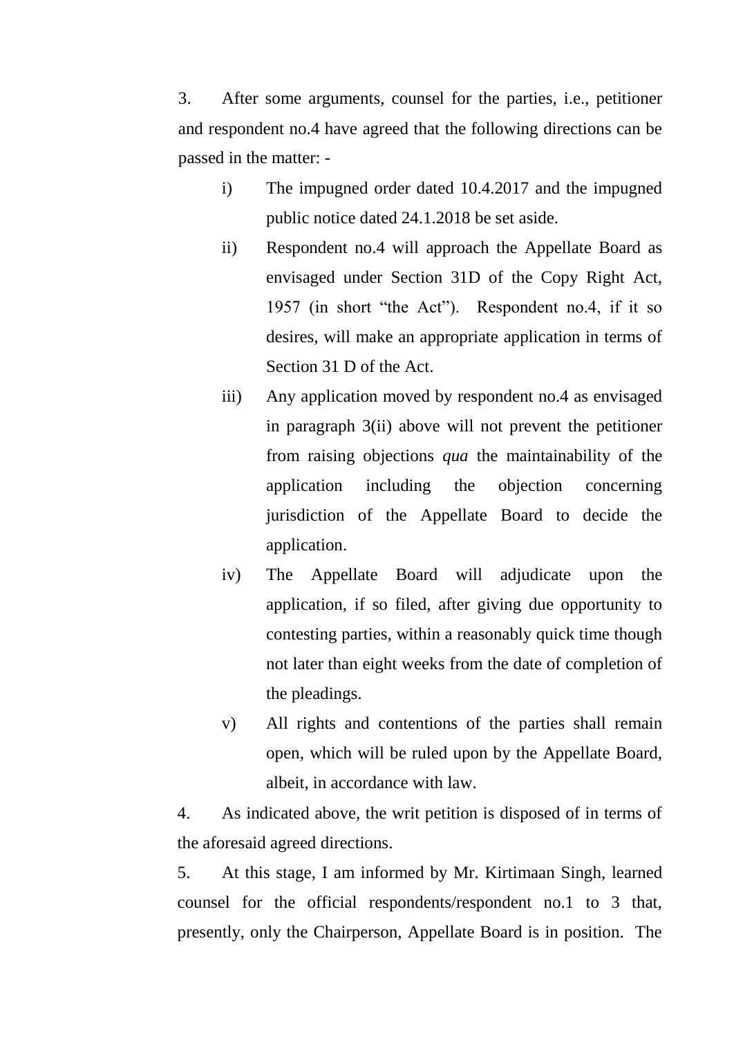3. After some arguments, counsel for the parties, i.e., petitioner and respondent no.4 have agreed that the following directions can be passed in the matter: -

i) The impugned order dated 10.4.2017 and the impugned public notice dated 24.1.2018 be set aside.

ii) Respondent no.4 will approach the Appellate Board as envisaged under Section 31D of the Copy Right Act, 1957 (in short "the Act"). Respondent no.4, if it so desires, will make an appropriate application in terms of Section 31 D of the Act.

iii) Any application moved by respondent no.4 as envisaged in paragraph 3(ii) above will not prevent the petitioner from raising objections *qua* the maintainability of the application including the objection concerning jurisdiction of the Appellate Board to decide the application.

iv) The Appellate Board will adjudicate upon the application, if so filed, after giving due opportunity to contesting parties, within a reasonably quick time though not later than eight weeks from the date of completion of the pleadings.

v) All rights and contentions of the parties shall remain open, which will be ruled upon by the Appellate Board, albeit, in accordance with law.

4. As indicated above, the writ petition is disposed of in terms of the aforesaid agreed directions.

5. At this stage, I am informed by Mr. Kirtimaan Singh, learned counsel for the official respondents/respondent no.1 to 3 that, presently, only the Chairperson, Appellate Board is in position. The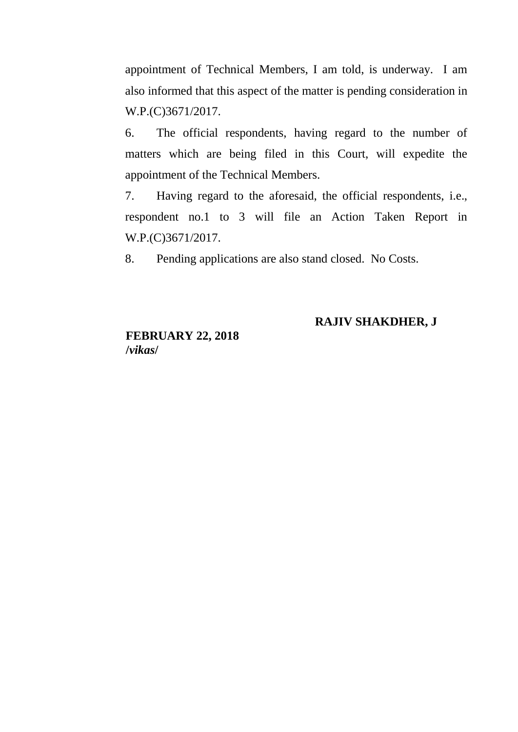appointment of Technical Members, I am told, is underway. I am also informed that this aspect of the matter is pending consideration in W.P.(C)3671/2017.

6. The official respondents, having regard to the number of matters which are being filed in this Court, will expedite the appointment of the Technical Members.

7. Having regard to the aforesaid, the official respondents, i.e., respondent no.1 to 3 will file an Action Taken Report in W.P.(C)3671/2017.

8. Pending applications are also stand closed. No Costs.

**RAJIV SHAKDHER, J**

**FEBRUARY 22, 2018**
**/*vikas*/**